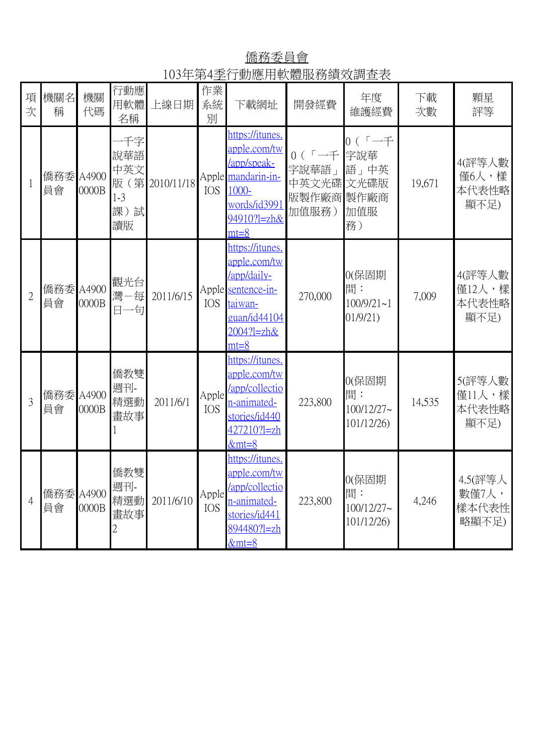# 僑務委員會

## 103年第4季行動應用軟體服務績效調查表

| 項次 | 機關名稱 | 機關代碼 | 行動應用軟體名稱 | 上線日期 | 作業系統別 | 下載網址 | 開發經費 | 年度維護經費 | 下載次數 | 顆星評等 |
|---|---|---|---|---|---|---|---|---|---|---|
| 1 | 僑務委員會 | A49000000B | 一千字說華語中英文版（第1-3課）試讀版 | 2010/11/18 | Apple IOS | https://itunes.apple.com/tw/app/speak-mandarin-in-1000-words/id399194910?l=zh&mt=8 | 0（「一千字說華語」中英文光碟版製作廠商加值服務） | 0（「一千字說華語」中英文光碟版製作廠商加值服務） | 19,671 | 4(評等人數僅6人，樣本代表性略顯不足) |
| 2 | 僑務委員會 | A49000000B | 觀光台灣－每日一句 | 2011/6/15 | Apple IOS | https://itunes.apple.com/tw/app/daily-sentence-in-taiwan-guan/id441042004?l=zh&mt=8 | 270,000 | 0(保固期間：100/9/21~101/9/21) | 7,009 | 4(評等人數僅12人，樣本代表性略顯不足) |
| 3 | 僑務委員會 | A49000000B | 僑教雙週刊-精選動畫故事1 | 2011/6/1 | Apple IOS | https://itunes.apple.com/tw/app/collection-animated-stories/id440427210?l=zh&mt=8 | 223,800 | 0(保固期間：100/12/27~101/12/26) | 14,535 | 5(評等人數僅11人，樣本代表性略顯不足) |
| 4 | 僑務委員會 | A49000000B | 僑教雙週刊-精選動畫故事2 | 2011/6/10 | Apple IOS | https://itunes.apple.com/tw/app/collection-animated-stories/id441894480?l=zh&mt=8 | 223,800 | 0(保固期間：100/12/27~101/12/26) | 4,246 | 4.5(評等人數僅7人，樣本代表性略顯不足) |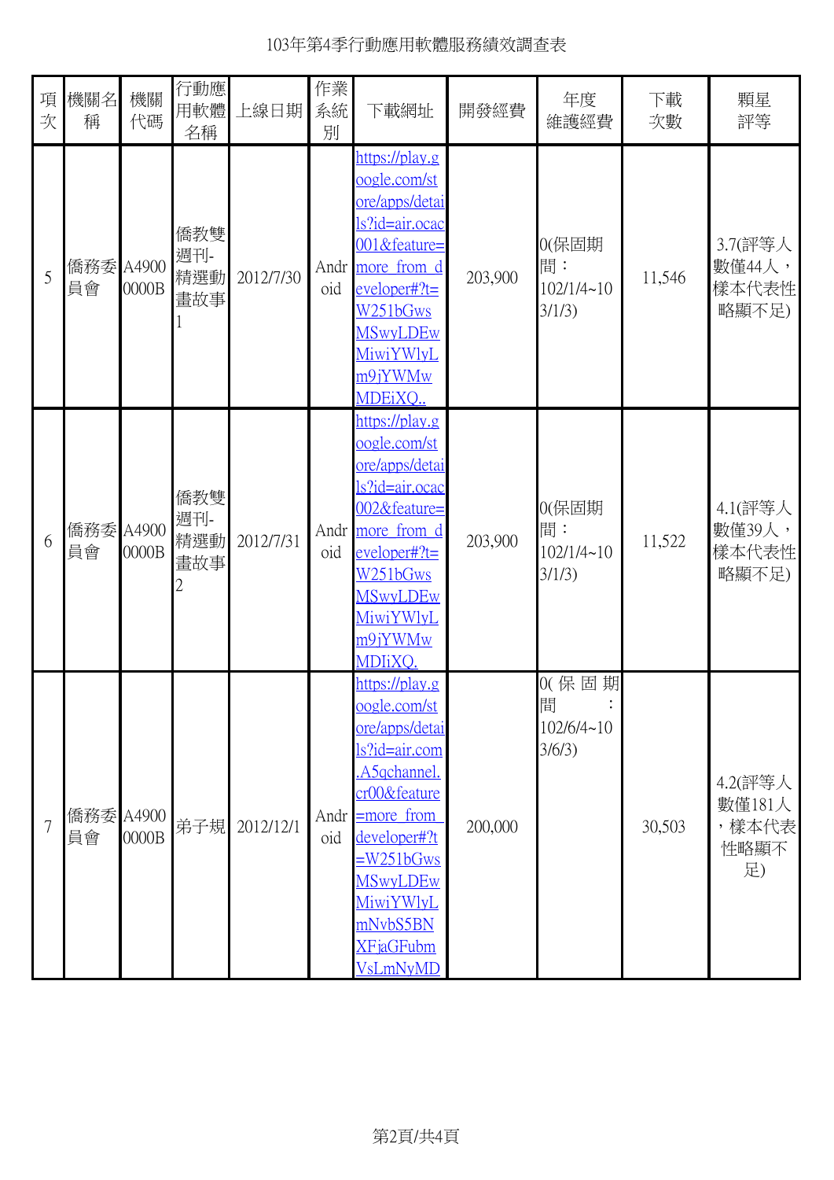103年第4季行動應用軟體服務績效調查表

| 項次 | 機關名稱 | 機關代碼 | 行動應用軟體名稱 | 上線日期 | 作業系統別 | 下載網址 | 開發經費 | 年度維護經費 | 下載次數 | 顆星評等 |
|---|---|---|---|---|---|---|---|---|---|---|
| 5 | 僑務委員會 | A49000000B | 僑教雙週刊-精選動畫故事1 | 2012/7/30 | Android | https://play.google.com/store/apps/details?id=air.ocac001&feature=more_from_developer#?t=W251bGwsMSwyLDEwMiwiYWlyLm9jYWMwMDEiXQ.. | 203,900 | 0(保固期間：102/1/4~103/1/3) | 11,546 | 3.7(評等人數僅44人，樣本代表性略顯不足) |
| 6 | 僑務委員會 | A49000000B | 僑教雙週刊-精選動畫故事2 | 2012/7/31 | Android | https://play.google.com/store/apps/details?id=air.ocac002&feature=more_from_developer#?t=W251bGwsMSwyLDEwMiwiYWlyLm9jYWMwMDIiXQ. | 203,900 | 0(保固期間：102/1/4~103/1/3) | 11,522 | 4.1(評等人數僅39人，樣本代表性略顯不足) |
| 7 | 僑務委員會 | A49000000B | 弟子規 | 2012/12/1 | Android | https://play.google.com/store/apps/details?id=air.com.A5qchannel.cr00&feature=more_from_developer#?t=W251bGwsMSwyLDEwMiwiYWlyLmNvbS5BNXFjaGFubVsLmNyMD | 200,000 | 0(保固期間：102/6/4~103/6/3) | 30,503 | 4.2(評等人數僅181人，樣本代表性略顯不足) |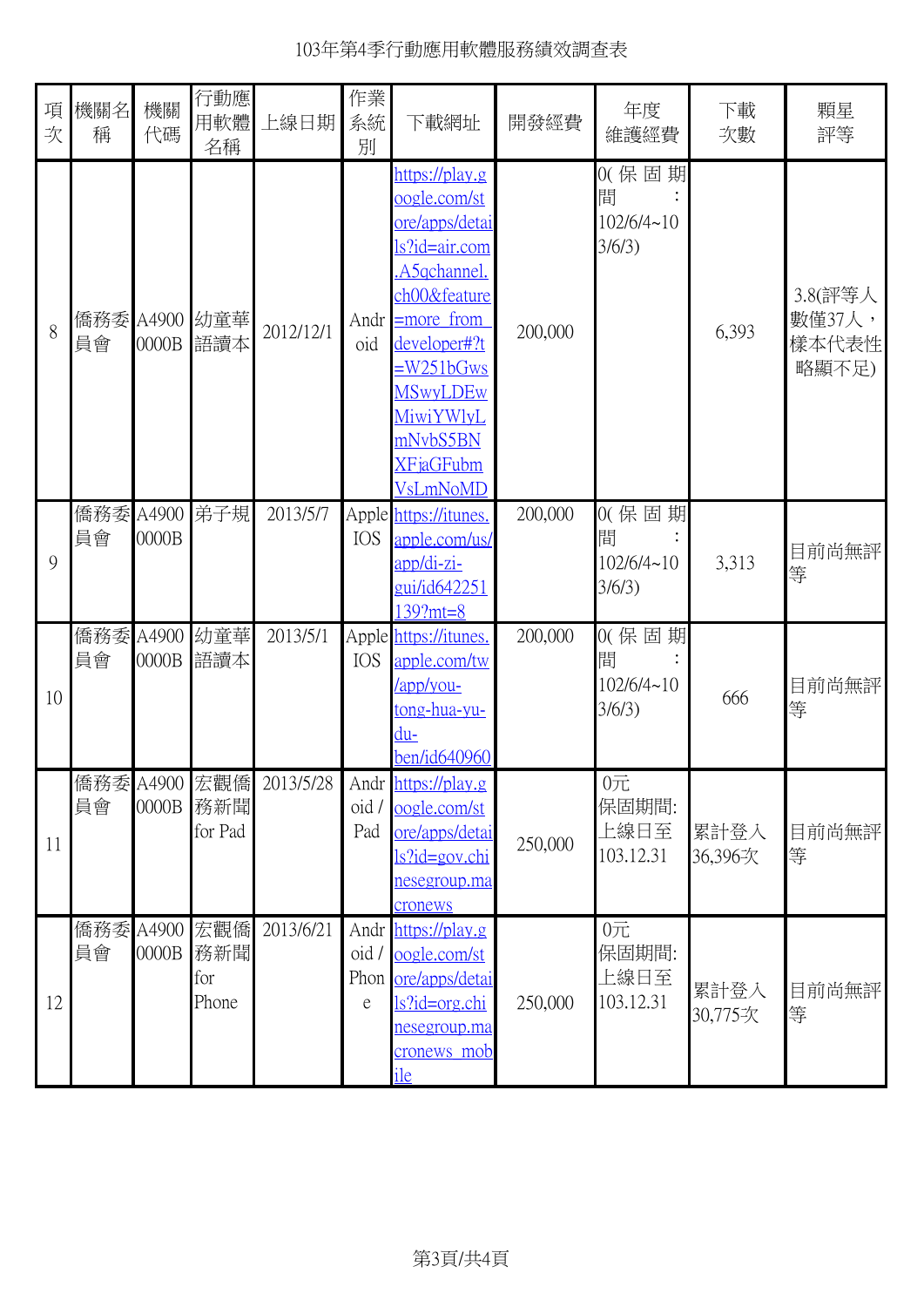# 103年第4季行動應用軟體服務績效調查表

| 項次 | 機關名稱 | 機關代碼 | 行動應用軟體名稱 | 上線日期 | 作業系統別 | 下載網址 | 開發經費 | 年度維護經費 | 下載次數 | 顆星評等 |
|---|---|---|---|---|---|---|---|---|---|---|
| 8 | 僑務委員會 | A49000000B | 幼童華語讀本 | 2012/12/1 | Android | https://play.google.com/store/apps/details?id=air.com.A5qchannel.ch00&feature=more_from_developer#?t=W251bGwsMSwyLDEwMiwiYWlyLmNvbS5BNXFjaGFubmVsLmNoMDMiXQ.. | 200,000 | 0(保固期間：102/6/4~103/6/3) | 6,393 | 3.8(評等人數僅37人，樣本代表性略顯不足) |
| 9 | 僑務委員會 | A49000000B | 弟子規 | 2013/5/7 | Apple IOS | https://itunes.apple.com/us/app/di-zi-gui/id642251139?mt=8 | 200,000 | 0(保固期間：102/6/4~103/6/3) | 3,313 | 目前尚無評等 |
| 10 | 僑務委員會 | A49000000B | 幼童華語讀本 | 2013/5/1 | Apple IOS | https://itunes.apple.com/tw/app/you-tong-hua-yu-du-ben/id640960 | 200,000 | 0(保固期間：102/6/4~103/6/3) | 666 | 目前尚無評等 |
| 11 | 僑務委員會 | A49000000B | 宏觀僑務新聞 for Pad | 2013/5/28 | Android / Pad | https://play.google.com/store/apps/details?id=gov.chinesegroup.macronews | 250,000 | 0元 保固期間:上線日至103.12.31 | 累計登入36,396次 | 目前尚無評等 |
| 12 | 僑務委員會 | A49000000B | 宏觀僑務新聞 for Phone | 2013/6/21 | Android / Phone | https://play.google.com/store/apps/details?id=org.chinesegroup.macronews_mobile | 250,000 | 0元 保固期間:上線日至103.12.31 | 累計登入30,775次 | 目前尚無評等 |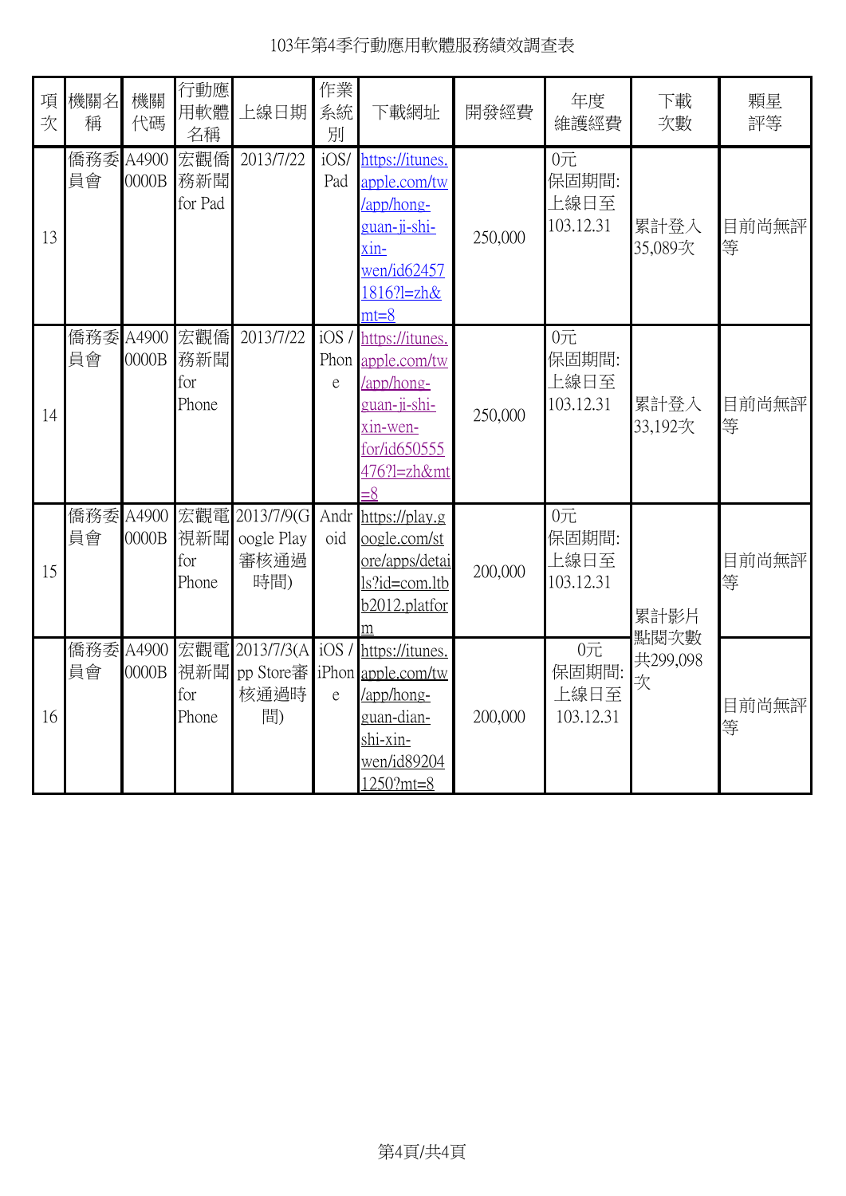103年第4季行動應用軟體服務績效調查表

| 項次 | 機關名稱 | 機關代碼 | 行動應用軟體名稱 | 上線日期 | 作業系統別 | 下載網址 | 開發經費 | 年度維護經費 | 下載次數 | 顆星評等 |
|---|---|---|---|---|---|---|---|---|---|---|
| 13 | 僑務委員會 | A49000000B | 宏觀僑務新聞for Pad | 2013/7/22 | iOS/Pad | https://itunes.apple.com/tw/app/hong-guan-ji-shi-xin-wen/id624571816?l=zh&mt=8 | 250,000 | 0元 保固期間:上線日至103.12.31 | 累計登入35,089次 | 目前尚無評等 |
| 14 | 僑務委員會 | A49000000B | 宏觀僑務新聞for Phone | 2013/7/22 | iOS / Phone | https://itunes.apple.com/tw/app/hong-guan-ji-shi-xin-wen-for/id650555476?l=zh&mt=8 | 250,000 | 0元 保固期間:上線日至103.12.31 | 累計登入33,192次 | 目前尚無評等 |
| 15 | 僑務委員會 | A49000000B | 宏觀電視新聞for Phone | 2013/7/9(Google Play審核通過時間) | Android | https://play.google.com/store/apps/details?id=com.ltbb2012.platform | 200,000 | 0元 保固期間:上線日至103.12.31 | 累計影片點閱次數共299,098次 | 目前尚無評等 |
| 16 | 僑務委員會 | A49000000B | 宏觀電視新聞for Phone | 2013/7/3(App Store審核通過時間) | iOS / iPhone | https://itunes.apple.com/tw/app/hong-guan-dian-shi-xin-wen/id892041250?mt=8 | 200,000 | 0元 保固期間:上線日至103.12.31 | | 目前尚無評等 |